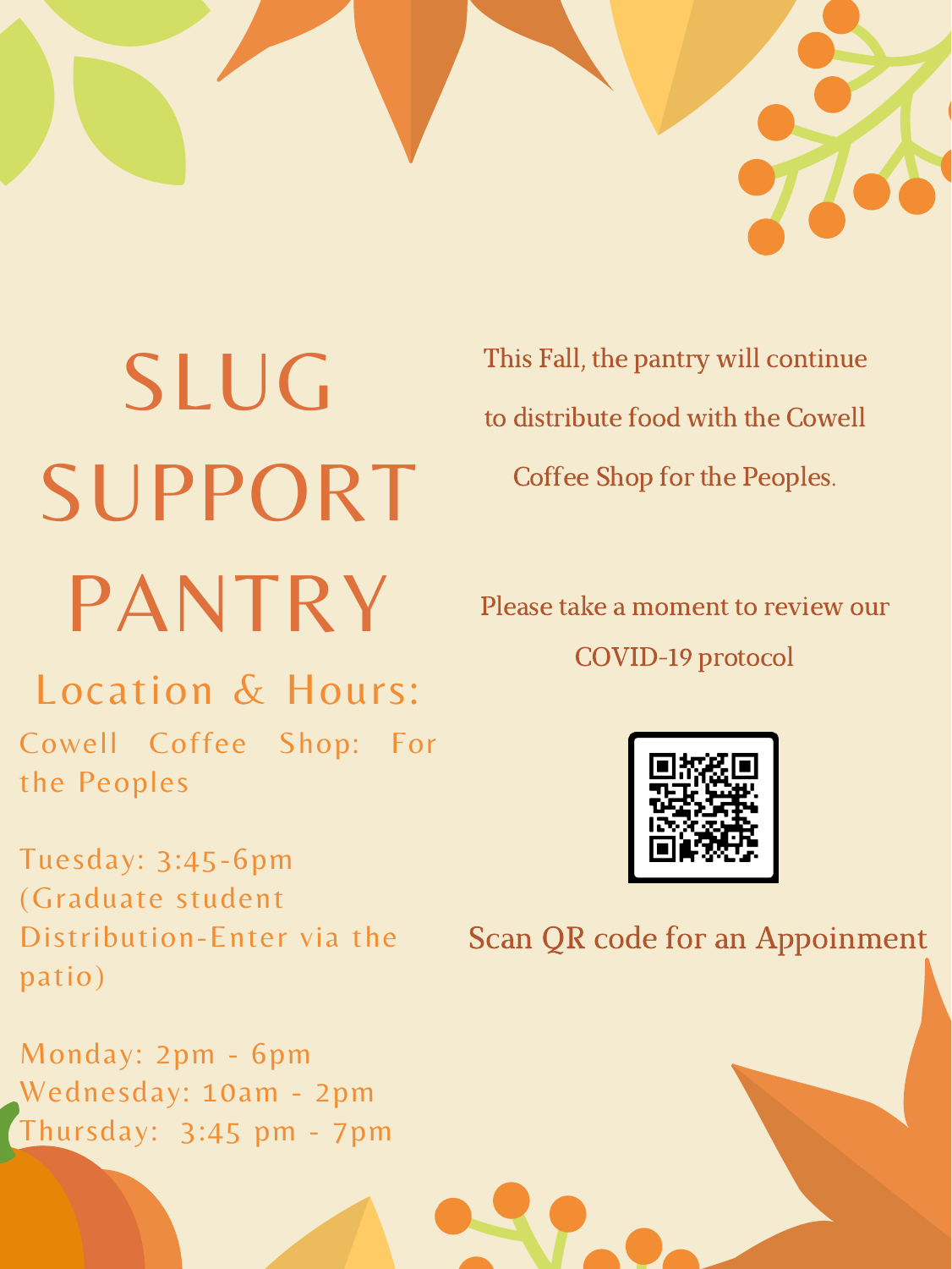# SLUG SUPPORT PANTRY

## Location & Hours:

Cowell Coffee Shop: For the Peoples

Tuesday: 3:45-6pm (Graduate student Distribution-Enter via the patio)

Monday: 2pm - 6pm
Wednesday: 10am - 2pm
Thursday: 3:45 pm - 7pm

This Fall, the pantry will continue to distribute food with the Cowell Coffee Shop for the Peoples.

Please take a moment to review our COVID-19 protocol

Scan QR code for an Appoinment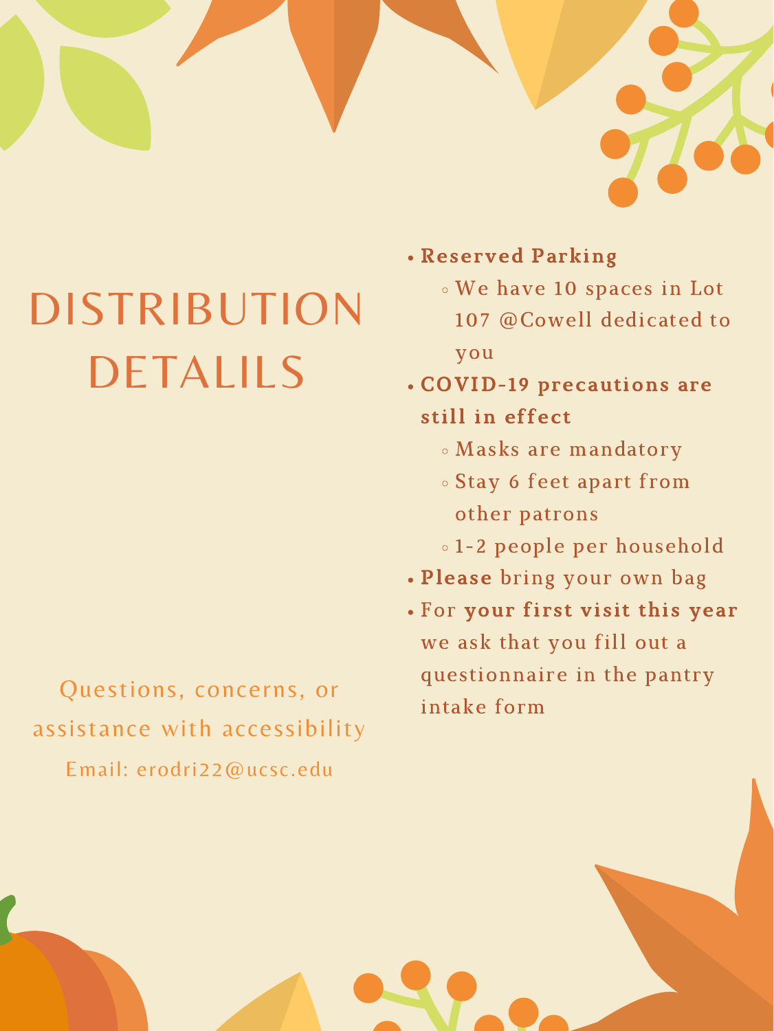# DISTRIBUTION DETALILS

- **Reserved Parking**
  - We have 10 spaces in Lot 107 @Cowell dedicated to you
- **COVID-19 precautions are still in effect**
  - Masks are mandatory
  - Stay 6 feet apart from other patrons
  - 1-2 people per household
- **Please** bring your own bag
- For **your first visit this year** we ask that you fill out a questionnaire in the pantry intake form

Questions, concerns, or assistance with accessibility

Email: erodri22@ucsc.edu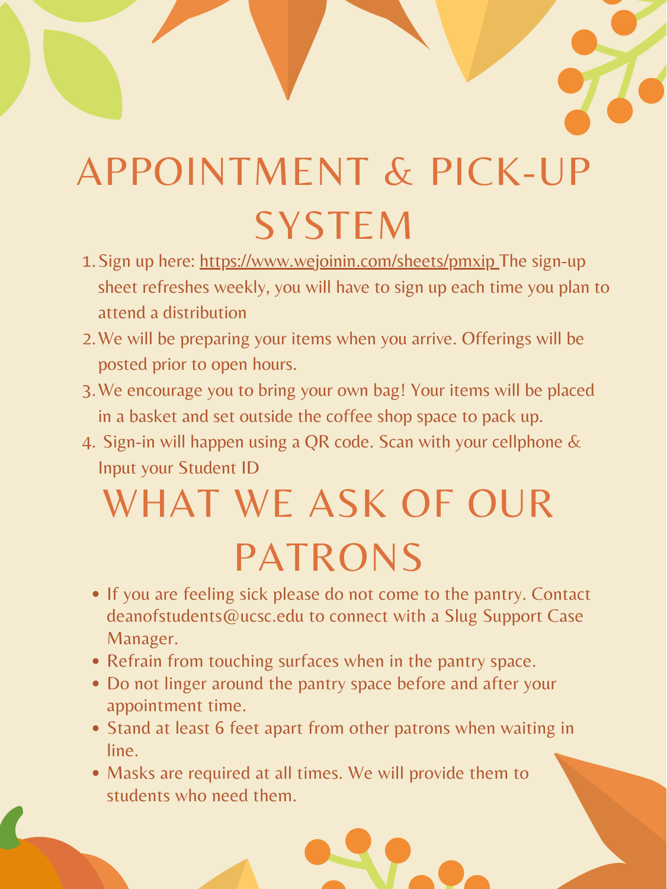# APPOINTMENT & PICK-UP SYSTEM

1. Sign up here: https://www.wejoinin.com/sheets/pmxip The sign-up sheet refreshes weekly, you will have to sign up each time you plan to attend a distribution
2. We will be preparing your items when you arrive. Offerings will be posted prior to open hours.
3. We encourage you to bring your own bag! Your items will be placed in a basket and set outside the coffee shop space to pack up.
4. Sign-in will happen using a QR code. Scan with your cellphone & Input your Student ID

# WHAT WE ASK OF OUR PATRONS

- If you are feeling sick please do not come to the pantry. Contact deanofstudents@ucsc.edu to connect with a Slug Support Case Manager.
- Refrain from touching surfaces when in the pantry space.
- Do not linger around the pantry space before and after your appointment time.
- Stand at least 6 feet apart from other patrons when waiting in line.
- Masks are required at all times. We will provide them to students who need them.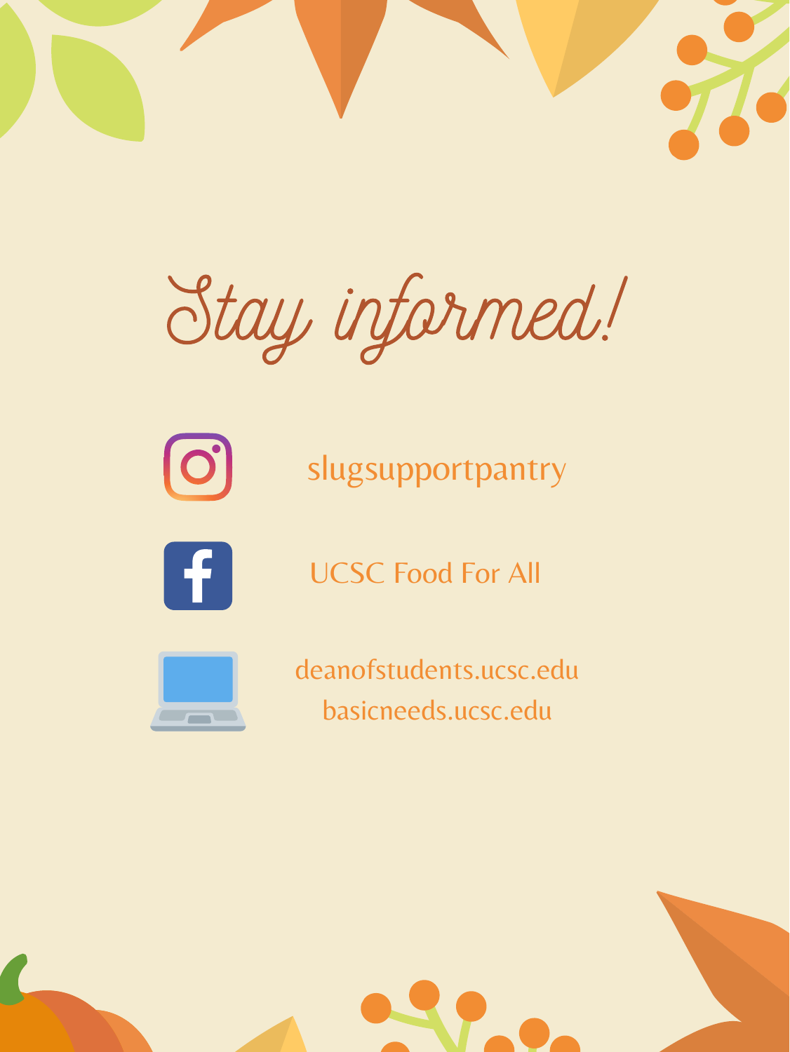# Stay informed!

slugsupportpantry

UCSC Food For All

deanofstudents.ucsc.edu
basicneeds.ucsc.edu